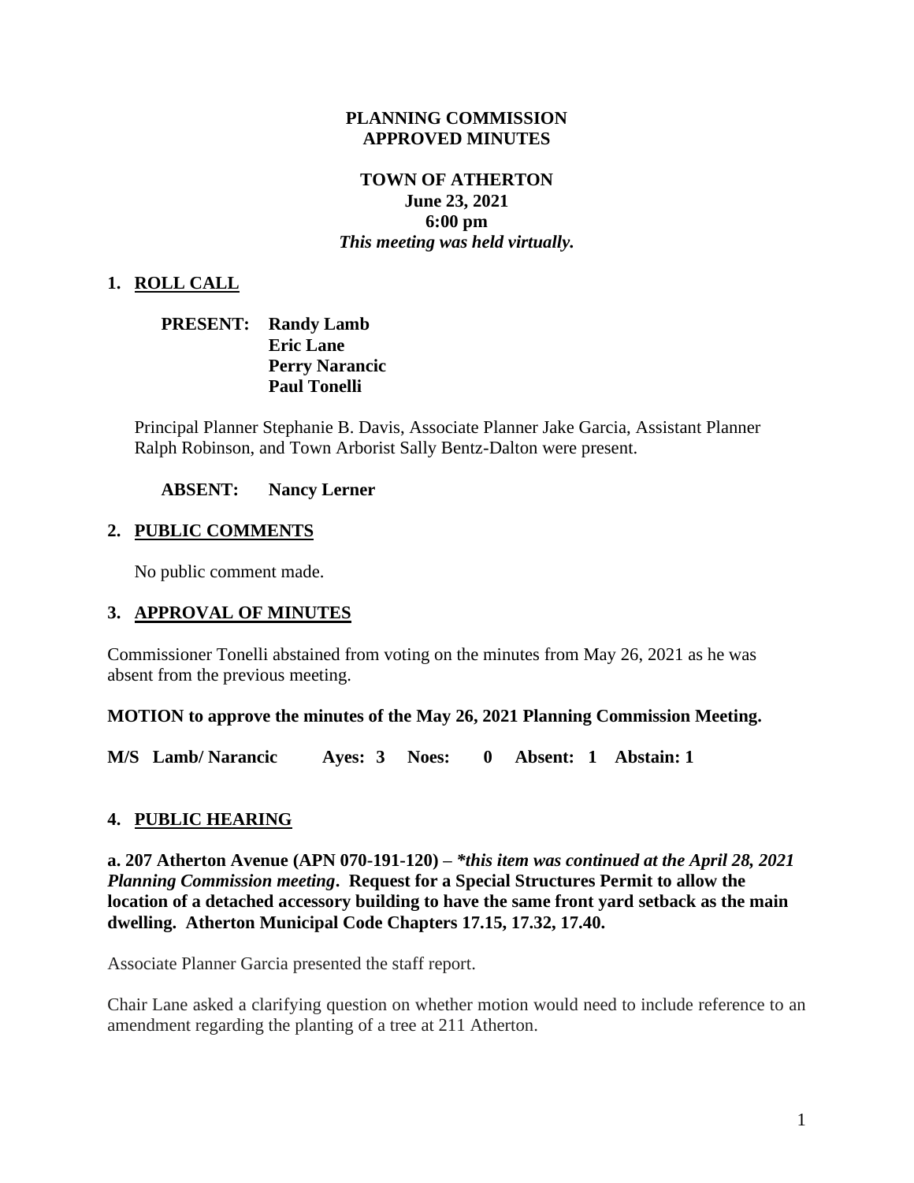**PLANNING COMMISSION**
**APPROVED MINUTES**

**TOWN OF ATHERTON**
**June 23, 2021**
**6:00 pm**
***This meeting was held virtually.***

## 1. ROLL CALL

**PRESENT:** **Randy Lamb**
**Eric Lane**
**Perry Narancic**
**Paul Tonelli**

Principal Planner Stephanie B. Davis, Associate Planner Jake Garcia, Assistant Planner Ralph Robinson, and Town Arborist Sally Bentz-Dalton were present.

**ABSENT:** **Nancy Lerner**

## 2. PUBLIC COMMENTS

No public comment made.

## 3. APPROVAL OF MINUTES

Commissioner Tonelli abstained from voting on the minutes from May 26, 2021 as he was absent from the previous meeting.

**MOTION to approve the minutes of the May 26, 2021 Planning Commission Meeting.**

**M/S Lamb/ Narancic Ayes: 3 Noes: 0 Absent: 1 Abstain: 1**

## 4. PUBLIC HEARING

**a. 207 Atherton Avenue (APN 070-191-120) –** ***\*this item was continued at the April 28, 2021 Planning Commission meeting*. Request for a Special Structures Permit to allow the location of a detached accessory building to have the same front yard setback as the main dwelling. Atherton Municipal Code Chapters 17.15, 17.32, 17.40.**

Associate Planner Garcia presented the staff report.

Chair Lane asked a clarifying question on whether motion would need to include reference to an amendment regarding the planting of a tree at 211 Atherton.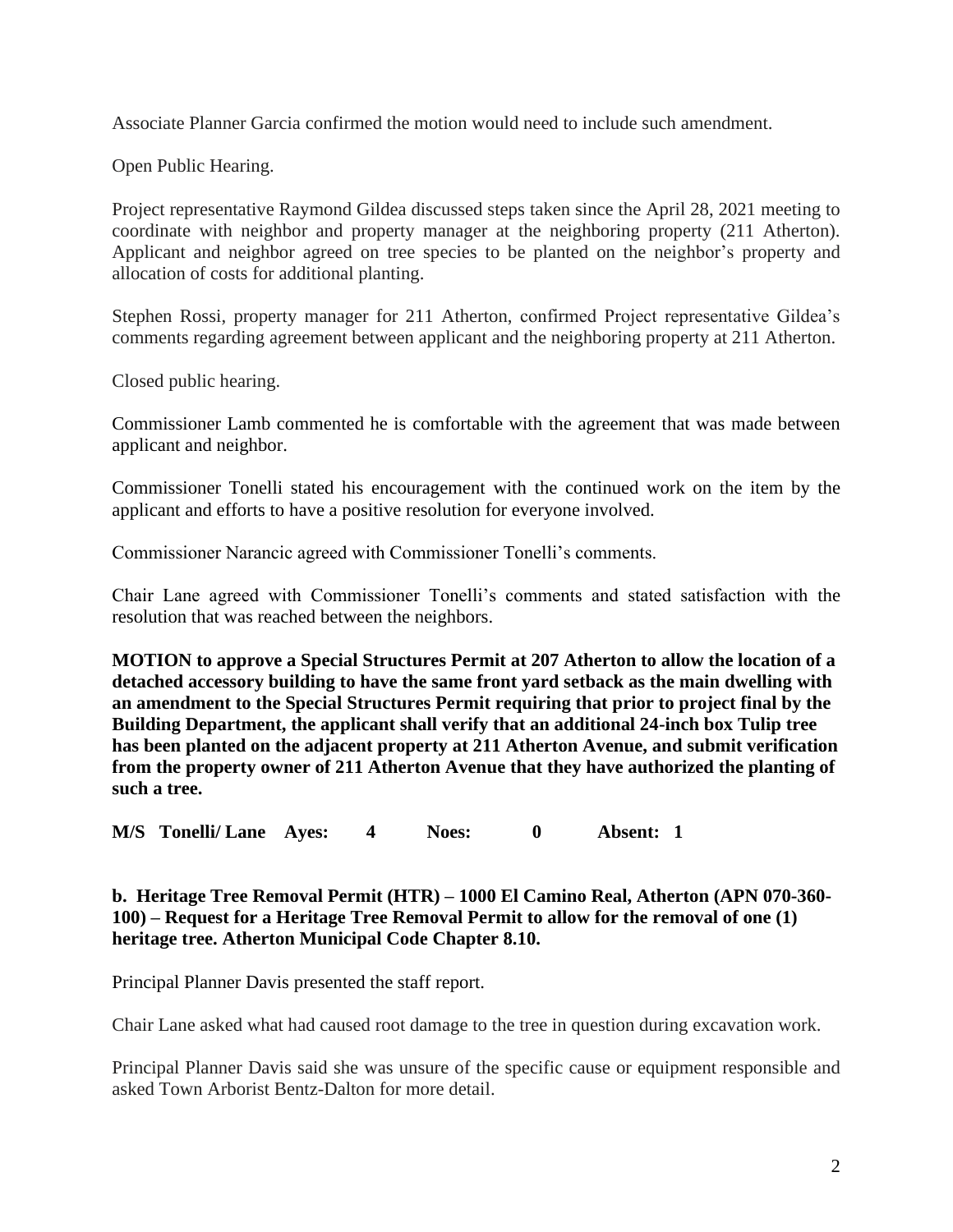Associate Planner Garcia confirmed the motion would need to include such amendment.

Open Public Hearing.

Project representative Raymond Gildea discussed steps taken since the April 28, 2021 meeting to coordinate with neighbor and property manager at the neighboring property (211 Atherton). Applicant and neighbor agreed on tree species to be planted on the neighbor's property and allocation of costs for additional planting.

Stephen Rossi, property manager for 211 Atherton, confirmed Project representative Gildea's comments regarding agreement between applicant and the neighboring property at 211 Atherton.

Closed public hearing.

Commissioner Lamb commented he is comfortable with the agreement that was made between applicant and neighbor.

Commissioner Tonelli stated his encouragement with the continued work on the item by the applicant and efforts to have a positive resolution for everyone involved.

Commissioner Narancic agreed with Commissioner Tonelli's comments.

Chair Lane agreed with Commissioner Tonelli's comments and stated satisfaction with the resolution that was reached between the neighbors.

**MOTION to approve a Special Structures Permit at 207 Atherton to allow the location of a detached accessory building to have the same front yard setback as the main dwelling with an amendment to the Special Structures Permit requiring that prior to project final by the Building Department, the applicant shall verify that an additional 24-inch box Tulip tree has been planted on the adjacent property at 211 Atherton Avenue, and submit verification from the property owner of 211 Atherton Avenue that they have authorized the planting of such a tree.**

**M/S Tonelli/ Lane Ayes: 4 Noes: 0 Absent: 1**

**b. Heritage Tree Removal Permit (HTR) – 1000 El Camino Real, Atherton (APN 070-360-100) – Request for a Heritage Tree Removal Permit to allow for the removal of one (1) heritage tree. Atherton Municipal Code Chapter 8.10.**

Principal Planner Davis presented the staff report.

Chair Lane asked what had caused root damage to the tree in question during excavation work.

Principal Planner Davis said she was unsure of the specific cause or equipment responsible and asked Town Arborist Bentz-Dalton for more detail.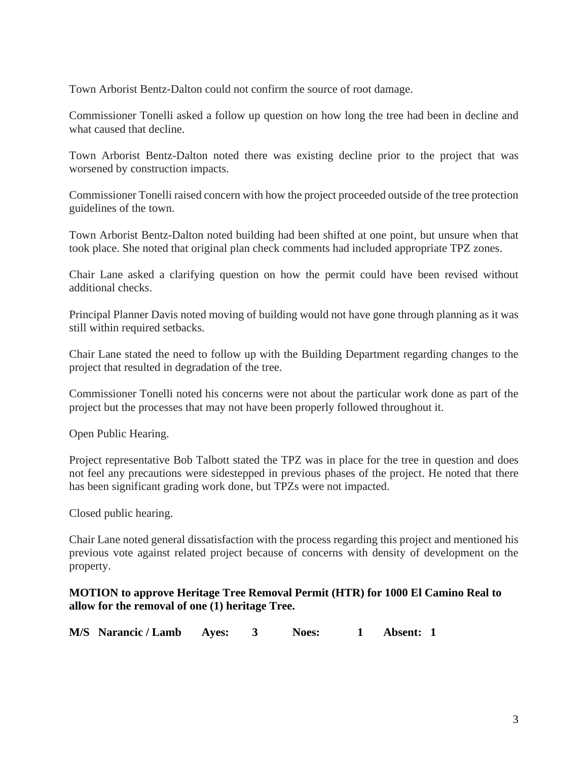Town Arborist Bentz-Dalton could not confirm the source of root damage.

Commissioner Tonelli asked a follow up question on how long the tree had been in decline and what caused that decline.

Town Arborist Bentz-Dalton noted there was existing decline prior to the project that was worsened by construction impacts.

Commissioner Tonelli raised concern with how the project proceeded outside of the tree protection guidelines of the town.

Town Arborist Bentz-Dalton noted building had been shifted at one point, but unsure when that took place. She noted that original plan check comments had included appropriate TPZ zones.

Chair Lane asked a clarifying question on how the permit could have been revised without additional checks.

Principal Planner Davis noted moving of building would not have gone through planning as it was still within required setbacks.

Chair Lane stated the need to follow up with the Building Department regarding changes to the project that resulted in degradation of the tree.

Commissioner Tonelli noted his concerns were not about the particular work done as part of the project but the processes that may not have been properly followed throughout it.

Open Public Hearing.

Project representative Bob Talbott stated the TPZ was in place for the tree in question and does not feel any precautions were sidestepped in previous phases of the project. He noted that there has been significant grading work done, but TPZs were not impacted.

Closed public hearing.

Chair Lane noted general dissatisfaction with the process regarding this project and mentioned his previous vote against related project because of concerns with density of development on the property.

**MOTION to approve Heritage Tree Removal Permit (HTR) for 1000 El Camino Real to allow for the removal of one (1) heritage Tree.**

**M/S Narancic / Lamb Ayes: 3 Noes: 1 Absent: 1**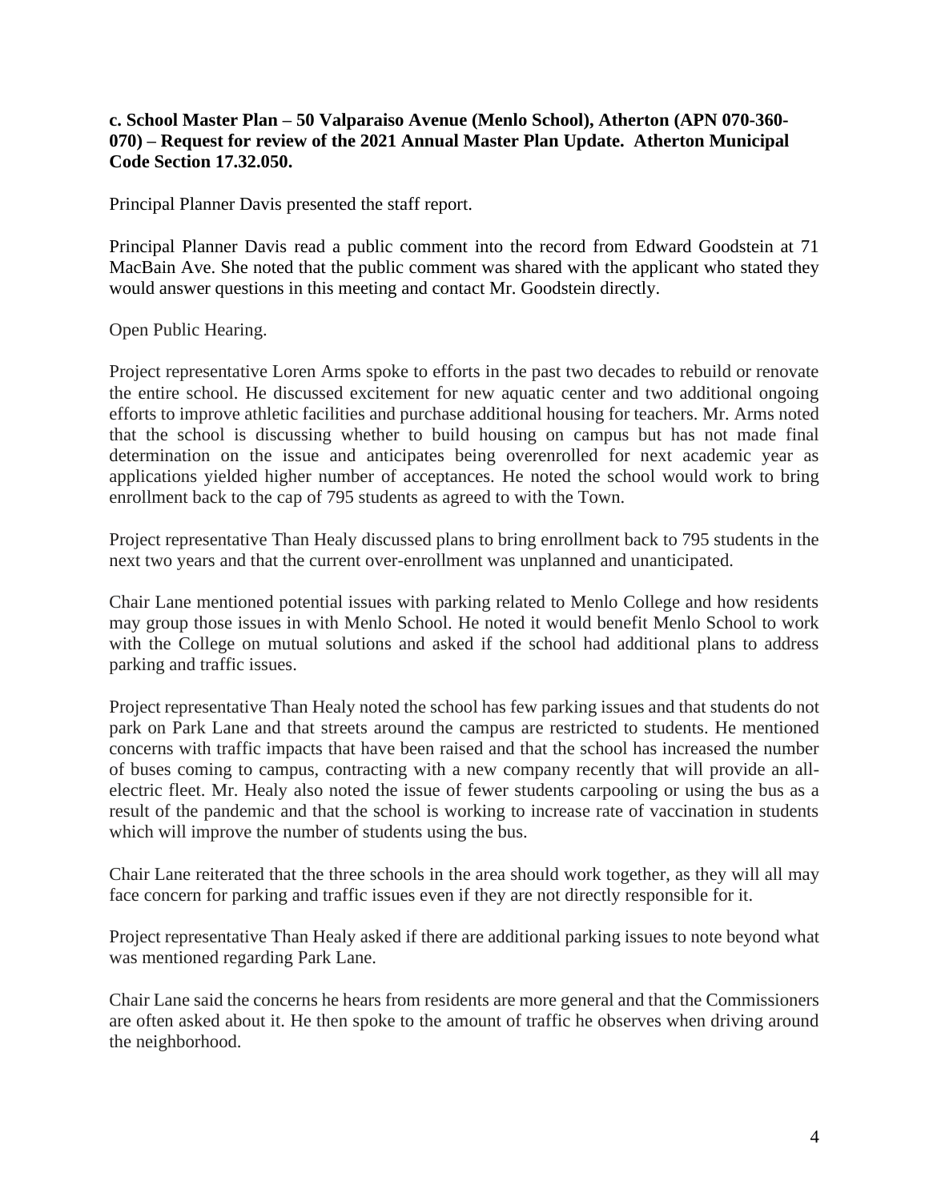**c. School Master Plan – 50 Valparaiso Avenue (Menlo School), Atherton (APN 070-360-070) – Request for review of the 2021 Annual Master Plan Update. Atherton Municipal Code Section 17.32.050.**

Principal Planner Davis presented the staff report.

Principal Planner Davis read a public comment into the record from Edward Goodstein at 71 MacBain Ave. She noted that the public comment was shared with the applicant who stated they would answer questions in this meeting and contact Mr. Goodstein directly.

Open Public Hearing.

Project representative Loren Arms spoke to efforts in the past two decades to rebuild or renovate the entire school. He discussed excitement for new aquatic center and two additional ongoing efforts to improve athletic facilities and purchase additional housing for teachers. Mr. Arms noted that the school is discussing whether to build housing on campus but has not made final determination on the issue and anticipates being overenrolled for next academic year as applications yielded higher number of acceptances. He noted the school would work to bring enrollment back to the cap of 795 students as agreed to with the Town.

Project representative Than Healy discussed plans to bring enrollment back to 795 students in the next two years and that the current over-enrollment was unplanned and unanticipated.

Chair Lane mentioned potential issues with parking related to Menlo College and how residents may group those issues in with Menlo School. He noted it would benefit Menlo School to work with the College on mutual solutions and asked if the school had additional plans to address parking and traffic issues.

Project representative Than Healy noted the school has few parking issues and that students do not park on Park Lane and that streets around the campus are restricted to students. He mentioned concerns with traffic impacts that have been raised and that the school has increased the number of buses coming to campus, contracting with a new company recently that will provide an all-electric fleet. Mr. Healy also noted the issue of fewer students carpooling or using the bus as a result of the pandemic and that the school is working to increase rate of vaccination in students which will improve the number of students using the bus.

Chair Lane reiterated that the three schools in the area should work together, as they will all may face concern for parking and traffic issues even if they are not directly responsible for it.

Project representative Than Healy asked if there are additional parking issues to note beyond what was mentioned regarding Park Lane.

Chair Lane said the concerns he hears from residents are more general and that the Commissioners are often asked about it. He then spoke to the amount of traffic he observes when driving around the neighborhood.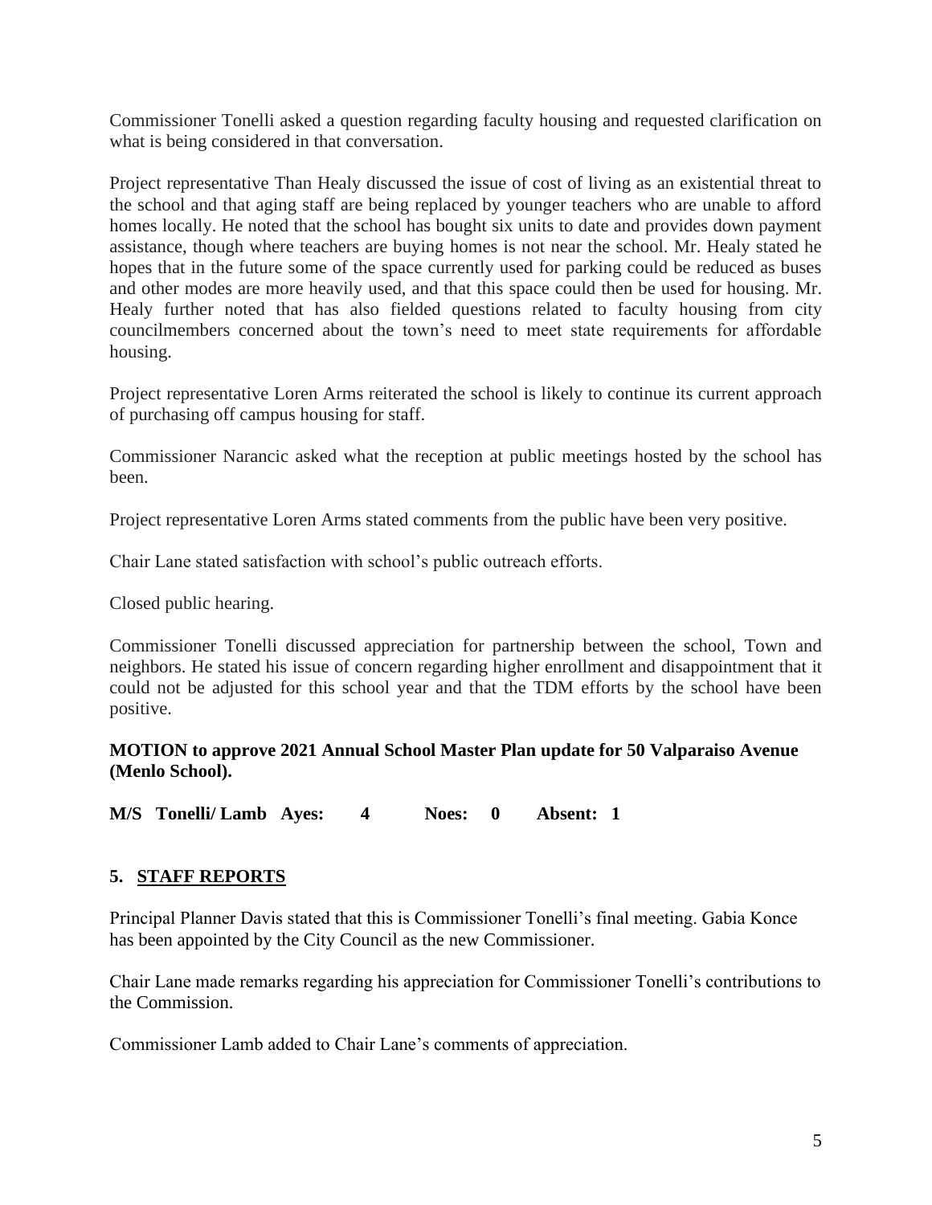Commissioner Tonelli asked a question regarding faculty housing and requested clarification on what is being considered in that conversation.

Project representative Than Healy discussed the issue of cost of living as an existential threat to the school and that aging staff are being replaced by younger teachers who are unable to afford homes locally. He noted that the school has bought six units to date and provides down payment assistance, though where teachers are buying homes is not near the school. Mr. Healy stated he hopes that in the future some of the space currently used for parking could be reduced as buses and other modes are more heavily used, and that this space could then be used for housing. Mr. Healy further noted that has also fielded questions related to faculty housing from city councilmembers concerned about the town's need to meet state requirements for affordable housing.

Project representative Loren Arms reiterated the school is likely to continue its current approach of purchasing off campus housing for staff.

Commissioner Narancic asked what the reception at public meetings hosted by the school has been.

Project representative Loren Arms stated comments from the public have been very positive.

Chair Lane stated satisfaction with school's public outreach efforts.

Closed public hearing.

Commissioner Tonelli discussed appreciation for partnership between the school, Town and neighbors. He stated his issue of concern regarding higher enrollment and disappointment that it could not be adjusted for this school year and that the TDM efforts by the school have been positive.

**MOTION to approve 2021 Annual School Master Plan update for 50 Valparaiso Avenue (Menlo School).**

**M/S Tonelli/ Lamb Ayes: 4 Noes: 0 Absent: 1**

## 5. STAFF REPORTS

Principal Planner Davis stated that this is Commissioner Tonelli's final meeting. Gabia Konce has been appointed by the City Council as the new Commissioner.

Chair Lane made remarks regarding his appreciation for Commissioner Tonelli's contributions to the Commission.

Commissioner Lamb added to Chair Lane's comments of appreciation.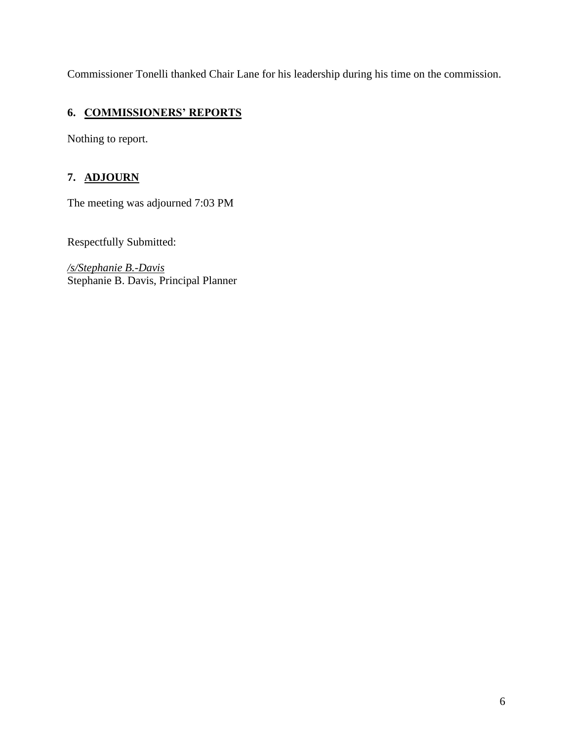Commissioner Tonelli thanked Chair Lane for his leadership during his time on the commission.

## 6. COMMISSIONERS' REPORTS

Nothing to report.

## 7. ADJOURN

The meeting was adjourned 7:03 PM

Respectfully Submitted:

*/s/Stephanie B.-Davis*
Stephanie B. Davis, Principal Planner